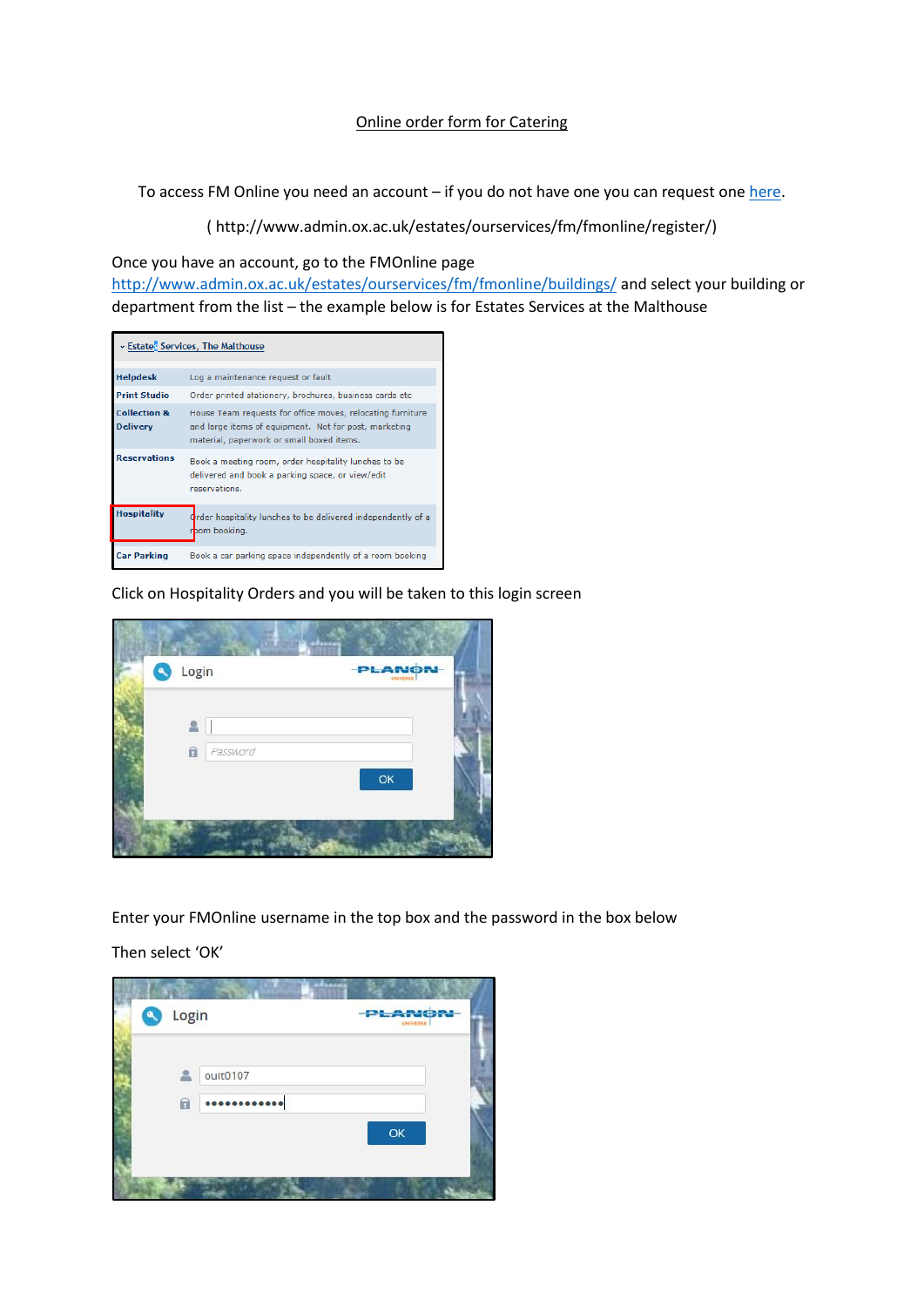Online order form for Catering

To access FM Online you need an account – if you do not have one you can request one here.

( http://www.admin.ox.ac.uk/estates/ourservices/fm/fmonline/register/)

Once you have an account, go to the FMOnline page http://www.admin.ox.ac.uk/estates/ourservices/fm/fmonline/buildings/ and select your building or department from the list – the example below is for Estates Services at the Malthouse

| Estates Services, The Malthouse | |
|---|---|
| Helpdesk | Log a maintenance request or fault |
| Print Studio | Order printed stationery, brochures, business cards etc |
| Collection & Delivery | House Team requests for office moves, relocating furniture and large items of equipment. Not for post, marketing material, paperwork or small boxed items. |
| Reservations | Book a meeting room, order hospitality lunches to be delivered and book a parking space, or view/edit reservations. |
| Hospitality | Order hospitality lunches to be delivered independently of a room booking. |
| Car Parking | Book a car parking space independently of a room booking |

Click on Hospitality Orders and you will be taken to this login screen

Enter your FMOnline username in the top box and the password in the box below

Then select 'OK'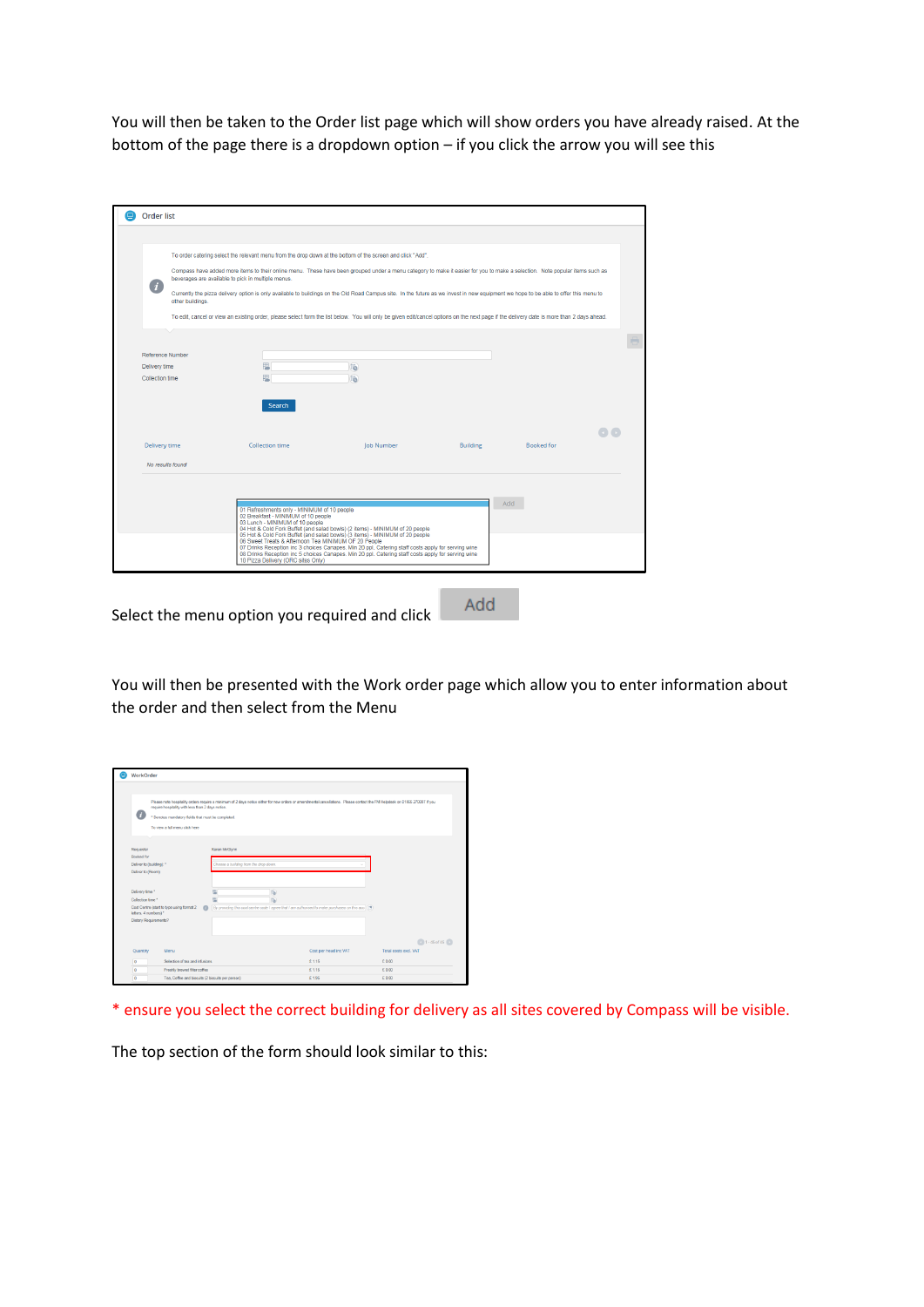You will then be taken to the Order list page which will show orders you have already raised. At the bottom of the page there is a dropdown option – if you click the arrow you will see this

Select the menu option you required and click Add

You will then be presented with the Work order page which allow you to enter information about the order and then select from the Menu

* ensure you select the correct building for delivery as all sites covered by Compass will be visible.

The top section of the form should look similar to this: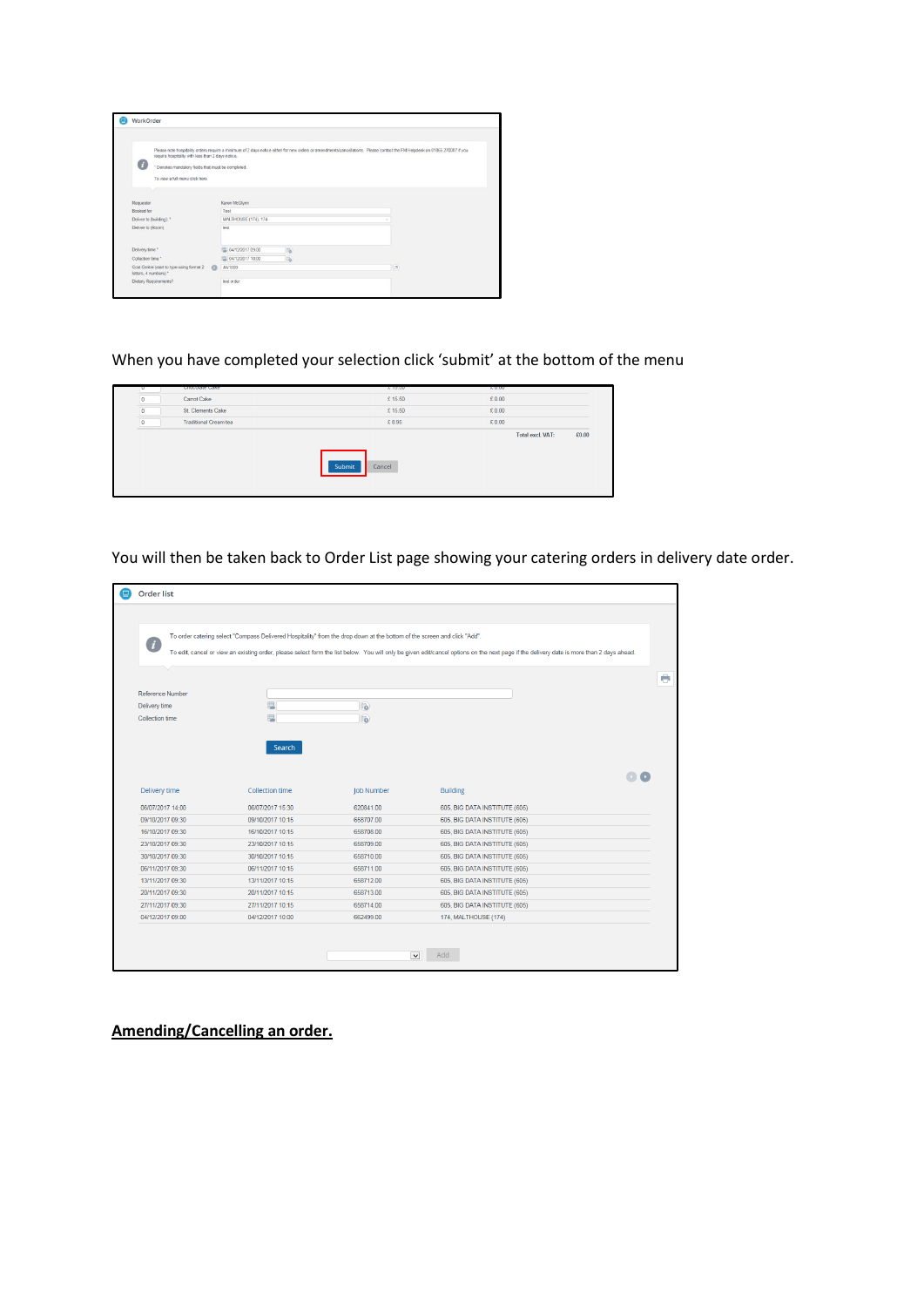When you have completed your selection click 'submit' at the bottom of the menu

You will then be taken back to Order List page showing your catering orders in delivery date order.

## Amending/Cancelling an order.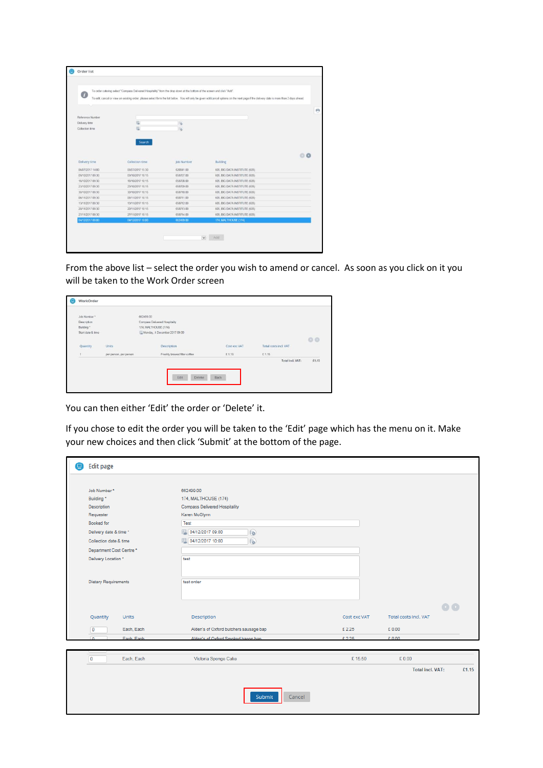From the above list – select the order you wish to amend or cancel. As soon as you click on it you will be taken to the Work Order screen

You can then either 'Edit' the order or 'Delete' it.

If you chose to edit the order you will be taken to the 'Edit' page which has the menu on it. Make your new choices and then click 'Submit' at the bottom of the page.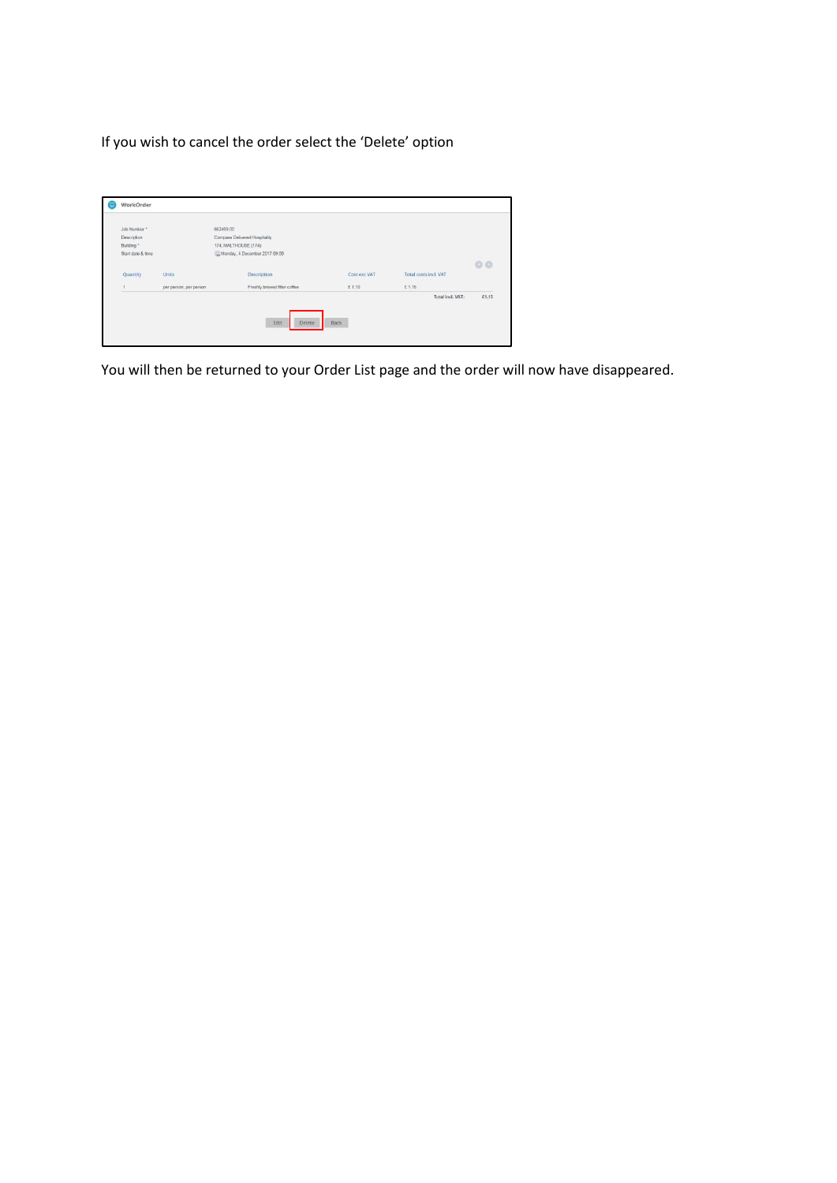If you wish to cancel the order select the 'Delete' option

You will then be returned to your Order List page and the order will now have disappeared.